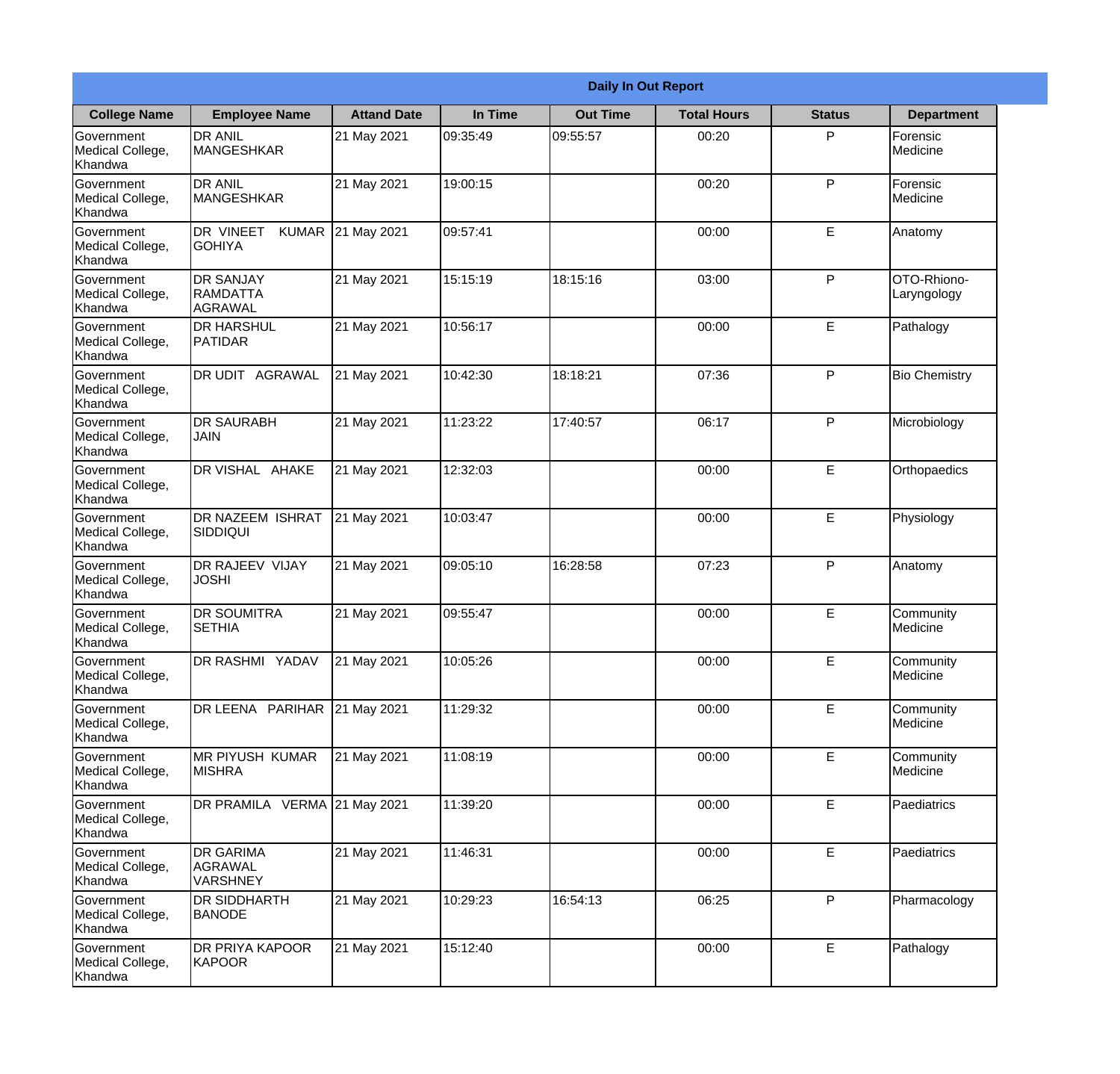| Daily In Out Report | | | | | | | |
|---|---|---|---|---|---|---|---|
| **College Name** | **Employee Name** | **Attand Date** | **In Time** | **Out Time** | **Total Hours** | **Status** | **Department** |
| Government Medical College, Khandwa | DR ANIL MANGESHKAR | 21 May 2021 | 09:35:49 | 09:55:57 | 00:20 | P | Forensic Medicine |
| Government Medical College, Khandwa | DR ANIL MANGESHKAR | 21 May 2021 | 19:00:15 | | 00:20 | P | Forensic Medicine |
| Government Medical College, Khandwa | DR VINEET KUMAR GOHIYA | 21 May 2021 | 09:57:41 | | 00:00 | E | Anatomy |
| Government Medical College, Khandwa | DR SANJAY RAMDATTA AGRAWAL | 21 May 2021 | 15:15:19 | 18:15:16 | 03:00 | P | OTO-Rhiono-Laryngology |
| Government Medical College, Khandwa | DR HARSHUL PATIDAR | 21 May 2021 | 10:56:17 | | 00:00 | E | Pathalogy |
| Government Medical College, Khandwa | DR UDIT AGRAWAL | 21 May 2021 | 10:42:30 | 18:18:21 | 07:36 | P | Bio Chemistry |
| Government Medical College, Khandwa | DR SAURABH JAIN | 21 May 2021 | 11:23:22 | 17:40:57 | 06:17 | P | Microbiology |
| Government Medical College, Khandwa | DR VISHAL AHAKE | 21 May 2021 | 12:32:03 | | 00:00 | E | Orthopaedics |
| Government Medical College, Khandwa | DR NAZEEM ISHRAT SIDDIQUI | 21 May 2021 | 10:03:47 | | 00:00 | E | Physiology |
| Government Medical College, Khandwa | DR RAJEEV VIJAY JOSHI | 21 May 2021 | 09:05:10 | 16:28:58 | 07:23 | P | Anatomy |
| Government Medical College, Khandwa | DR SOUMITRA SETHIA | 21 May 2021 | 09:55:47 | | 00:00 | E | Community Medicine |
| Government Medical College, Khandwa | DR RASHMI YADAV | 21 May 2021 | 10:05:26 | | 00:00 | E | Community Medicine |
| Government Medical College, Khandwa | DR LEENA PARIHAR | 21 May 2021 | 11:29:32 | | 00:00 | E | Community Medicine |
| Government Medical College, Khandwa | MR PIYUSH KUMAR MISHRA | 21 May 2021 | 11:08:19 | | 00:00 | E | Community Medicine |
| Government Medical College, Khandwa | DR PRAMILA VERMA | 21 May 2021 | 11:39:20 | | 00:00 | E | Paediatrics |
| Government Medical College, Khandwa | DR GARIMA AGRAWAL VARSHNEY | 21 May 2021 | 11:46:31 | | 00:00 | E | Paediatrics |
| Government Medical College, Khandwa | DR SIDDHARTH BANODE | 21 May 2021 | 10:29:23 | 16:54:13 | 06:25 | P | Pharmacology |
| Government Medical College, Khandwa | DR PRIYA KAPOOR KAPOOR | 21 May 2021 | 15:12:40 | | 00:00 | E | Pathalogy |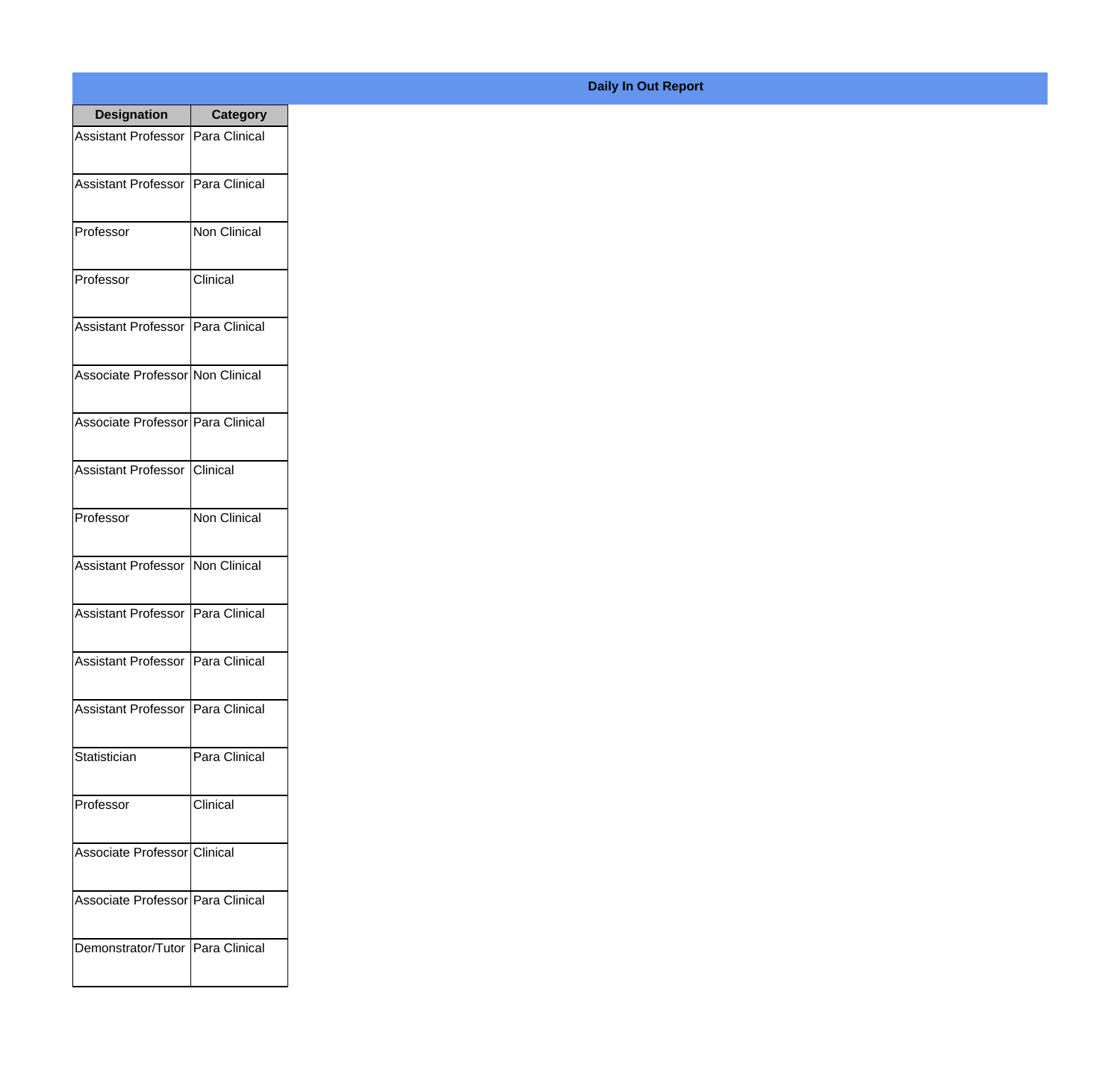**Daily In Out Report**

| Designation | Category |
|---|---|
| Assistant Professor | Para Clinical |
| Assistant Professor | Para Clinical |
| Professor | Non Clinical |
| Professor | Clinical |
| Assistant Professor | Para Clinical |
| Associate Professor | Non Clinical |
| Associate Professor | Para Clinical |
| Assistant Professor | Clinical |
| Professor | Non Clinical |
| Assistant Professor | Non Clinical |
| Assistant Professor | Para Clinical |
| Assistant Professor | Para Clinical |
| Assistant Professor | Para Clinical |
| Statistician | Para Clinical |
| Professor | Clinical |
| Associate Professor | Clinical |
| Associate Professor | Para Clinical |
| Demonstrator/Tutor | Para Clinical |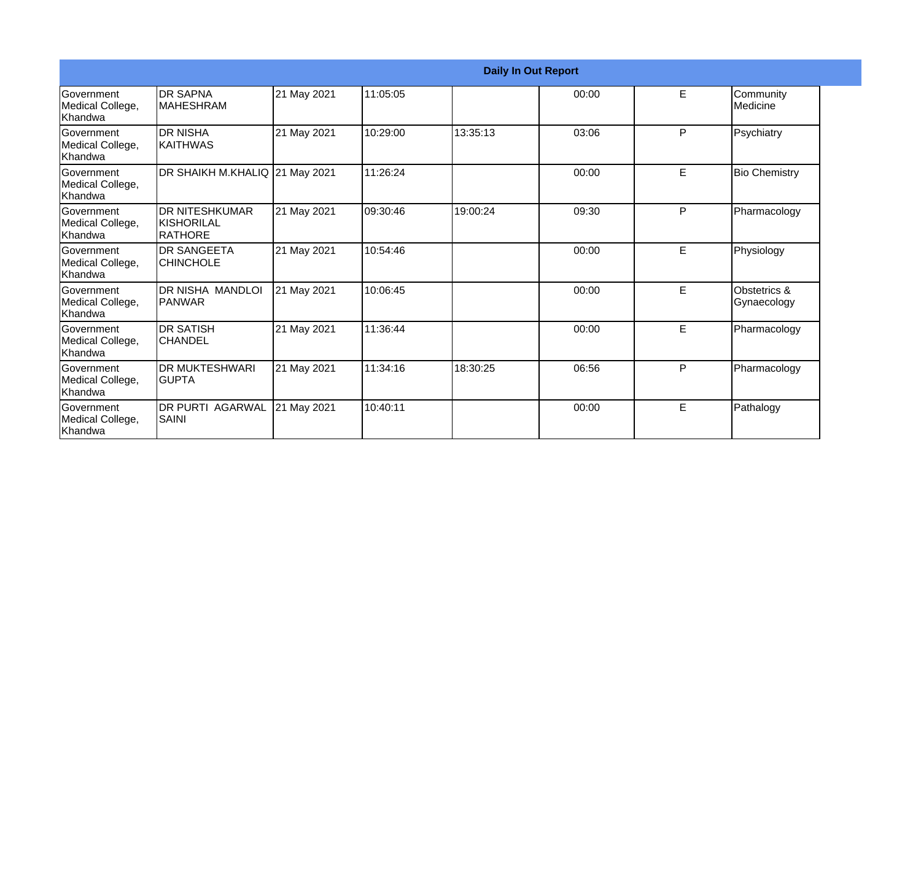**Daily In Out Report**

| | | | | | | | |
|---|---|---|---|---|---|---|---|
| Government Medical College, Khandwa | DR SAPNA MAHESHRAM | 21 May 2021 | 11:05:05 | | 00:00 | E | Community Medicine |
| Government Medical College, Khandwa | DR NISHA KAITHWAS | 21 May 2021 | 10:29:00 | 13:35:13 | 03:06 | P | Psychiatry |
| Government Medical College, Khandwa | DR SHAIKH M.KHALIQ | 21 May 2021 | 11:26:24 | | 00:00 | E | Bio Chemistry |
| Government Medical College, Khandwa | DR NITESHKUMAR KISHORILAL RATHORE | 21 May 2021 | 09:30:46 | 19:00:24 | 09:30 | P | Pharmacology |
| Government Medical College, Khandwa | DR SANGEETA CHINCHOLE | 21 May 2021 | 10:54:46 | | 00:00 | E | Physiology |
| Government Medical College, Khandwa | DR NISHA MANDLOI PANWAR | 21 May 2021 | 10:06:45 | | 00:00 | E | Obstetrics & Gynaecology |
| Government Medical College, Khandwa | DR SATISH CHANDEL | 21 May 2021 | 11:36:44 | | 00:00 | E | Pharmacology |
| Government Medical College, Khandwa | DR MUKTESHWARI GUPTA | 21 May 2021 | 11:34:16 | 18:30:25 | 06:56 | P | Pharmacology |
| Government Medical College, Khandwa | DR PURTI AGARWAL SAINI | 21 May 2021 | 10:40:11 | | 00:00 | E | Pathalogy |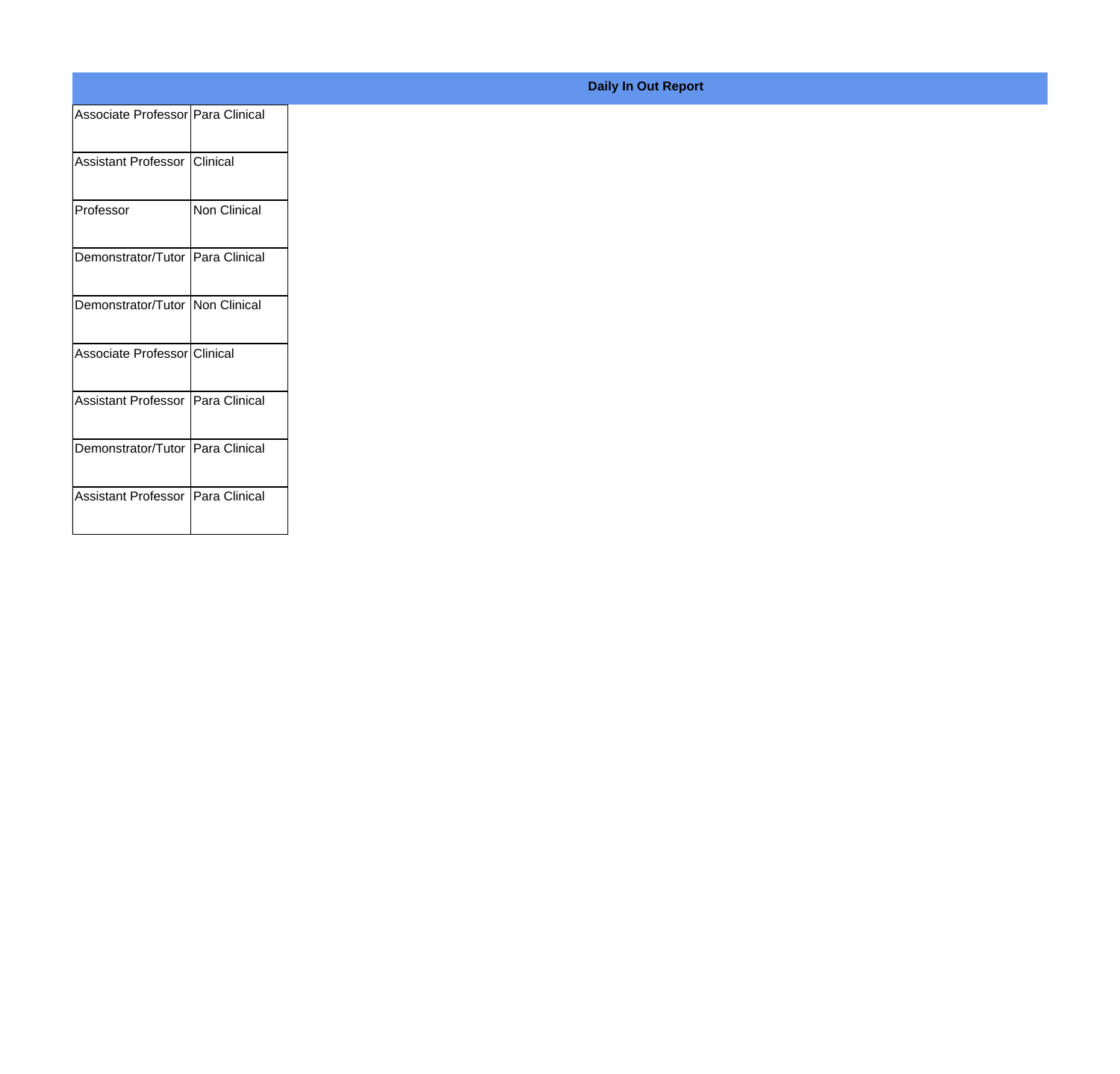**Daily In Out Report**

| | |
|---|---|
| Associate Professor | Para Clinical |
| Assistant Professor | Clinical |
| Professor | Non Clinical |
| Demonstrator/Tutor | Para Clinical |
| Demonstrator/Tutor | Non Clinical |
| Associate Professor | Clinical |
| Assistant Professor | Para Clinical |
| Demonstrator/Tutor | Para Clinical |
| Assistant Professor | Para Clinical |